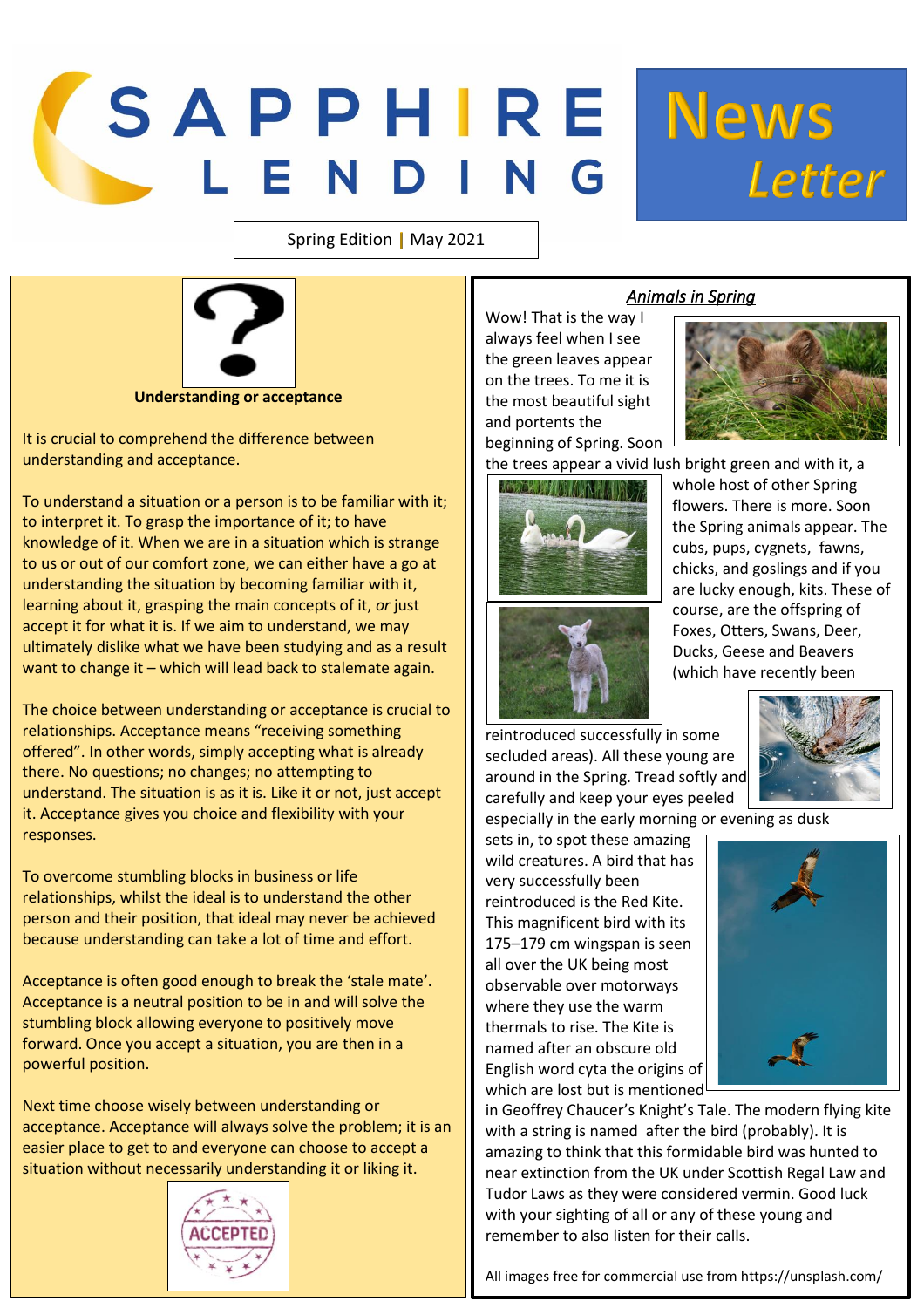# SAPPHIRE LENDING News Letter

Spring Edition | May 2021

## Understanding or acceptance

It is crucial to comprehend the difference between understanding and acceptance.

To understand a situation or a person is to be familiar with it; to interpret it. To grasp the importance of it; to have knowledge of it. When we are in a situation which is strange to us or out of our comfort zone, we can either have a go at understanding the situation by becoming familiar with it, learning about it, grasping the main concepts of it, *or* just accept it for what it is. If we aim to understand, we may ultimately dislike what we have been studying and as a result want to change it – which will lead back to stalemate again.

The choice between understanding or acceptance is crucial to relationships. Acceptance means "receiving something offered". In other words, simply accepting what is already there. No questions; no changes; no attempting to understand. The situation is as it is. Like it or not, just accept it. Acceptance gives you choice and flexibility with your responses.

To overcome stumbling blocks in business or life relationships, whilst the ideal is to understand the other person and their position, that ideal may never be achieved because understanding can take a lot of time and effort.

Acceptance is often good enough to break the 'stale mate'. Acceptance is a neutral position to be in and will solve the stumbling block allowing everyone to positively move forward. Once you accept a situation, you are then in a powerful position.

Next time choose wisely between understanding or acceptance. Acceptance will always solve the problem; it is an easier place to get to and everyone can choose to accept a situation without necessarily understanding it or liking it.

## *Animals in Spring*

Wow! That is the way I always feel when I see the green leaves appear on the trees. To me it is the most beautiful sight and portents the beginning of Spring. Soon the trees appear a vivid lush bright green and with it, a whole host of other Spring flowers. There is more. Soon the Spring animals appear. The cubs, pups, cygnets, fawns, chicks, and goslings and if you are lucky enough, kits. These of course, are the offspring of Foxes, Otters, Swans, Deer, Ducks, Geese and Beavers (which have recently been reintroduced successfully in some secluded areas). All these young are around in the Spring. Tread softly and carefully and keep your eyes peeled especially in the early morning or evening as dusk sets in, to spot these amazing wild creatures. A bird that has very successfully been reintroduced is the Red Kite. This magnificent bird with its 175–179 cm wingspan is seen all over the UK being most observable over motorways where they use the warm thermals to rise. The Kite is named after an obscure old English word cyta the origins of which are lost but is mentioned in Geoffrey Chaucer's Knight's Tale. The modern flying kite with a string is named after the bird (probably). It is amazing to think that this formidable bird was hunted to near extinction from the UK under Scottish Regal Law and Tudor Laws as they were considered vermin. Good luck with your sighting of all or any of these young and remember to also listen for their calls.

All images free for commercial use from https://unsplash.com/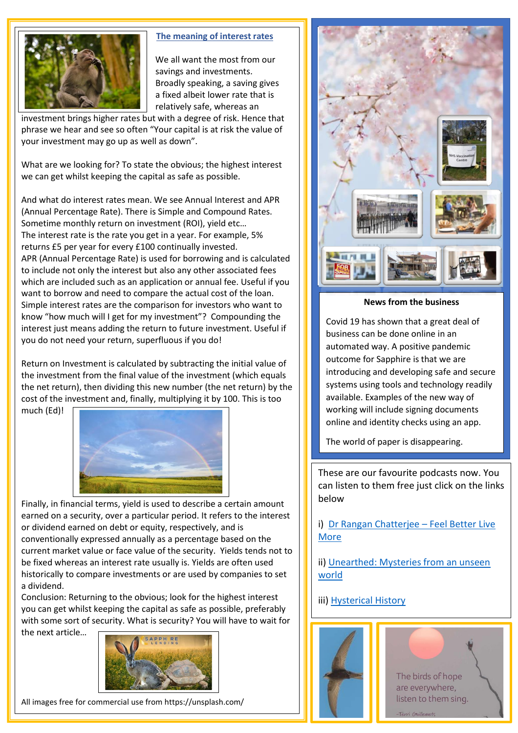## The meaning of interest rates

We all want the most from our savings and investments. Broadly speaking, a saving gives a fixed albeit lower rate that is relatively safe, whereas an investment brings higher rates but with a degree of risk. Hence that phrase we hear and see so often "Your capital is at risk the value of your investment may go up as well as down".

What are we looking for? To state the obvious; the highest interest we can get whilst keeping the capital as safe as possible.

And what do interest rates mean. We see Annual Interest and APR (Annual Percentage Rate). There is Simple and Compound Rates. Sometime monthly return on investment (ROI), yield etc…
The interest rate is the rate you get in a year. For example, 5% returns £5 per year for every £100 continually invested.
APR (Annual Percentage Rate) is used for borrowing and is calculated to include not only the interest but also any other associated fees which are included such as an application or annual fee. Useful if you want to borrow and need to compare the actual cost of the loan.
Simple interest rates are the comparison for investors who want to know "how much will I get for my investment"? Compounding the interest just means adding the return to future investment. Useful if you do not need your return, superfluous if you do!

Return on Investment is calculated by subtracting the initial value of the investment from the final value of the investment (which equals the net return), then dividing this new number (the net return) by the cost of the investment and, finally, multiplying it by 100. This is too much (Ed)!

Finally, in financial terms, yield is used to describe a certain amount earned on a security, over a particular period. It refers to the interest or dividend earned on debt or equity, respectively, and is conventionally expressed annually as a percentage based on the current market value or face value of the security. Yields tends not to be fixed whereas an interest rate usually is. Yields are often used historically to compare investments or are used by companies to set a dividend.
Conclusion: Returning to the obvious; look for the highest interest you can get whilst keeping the capital as safe as possible, preferably with some sort of security. What is security? You will have to wait for the next article…

All images free for commercial use from https://unsplash.com/

### News from the business

Covid 19 has shown that a great deal of business can be done online in an automated way. A positive pandemic outcome for Sapphire is that we are introducing and developing safe and secure systems using tools and technology readily available. Examples of the new way of working will include signing documents online and identity checks using an app.

The world of paper is disappearing.

These are our favourite podcasts now. You can listen to them free just click on the links below

i) Dr Rangan Chatterjee – Feel Better Live More

ii) Unearthed: Mysteries from an unseen world

iii) Hysterical History

The birds of hope
are everywhere,
listen to them sing.
-Terri Guillemets